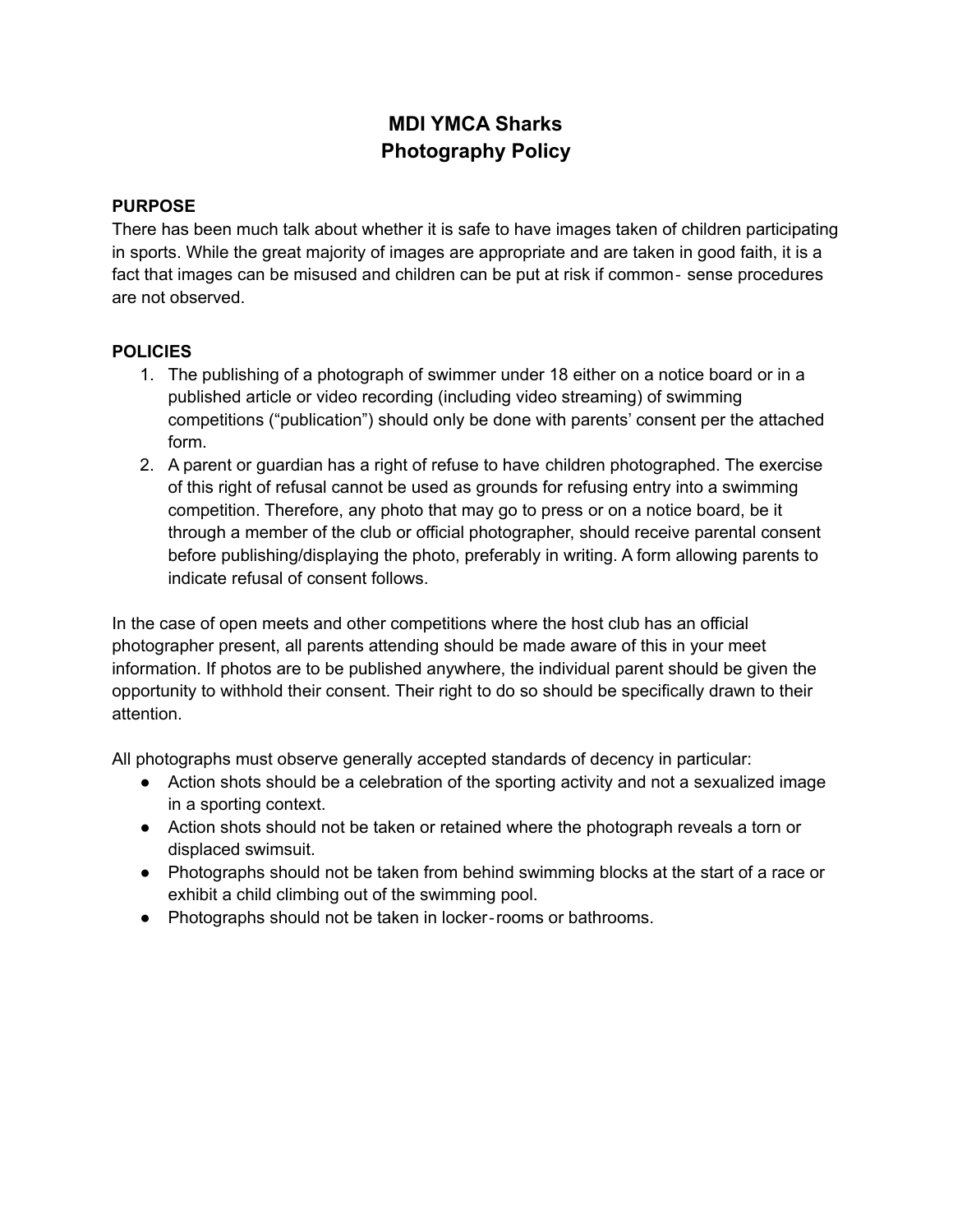# MDI YMCA Sharks
# Photography Policy

**PURPOSE**

There has been much talk about whether it is safe to have images taken of children participating in sports. While the great majority of images are appropriate and are taken in good faith, it is a fact that images can be misused and children can be put at risk if common- sense procedures are not observed.

**POLICIES**

1. The publishing of a photograph of swimmer under 18 either on a notice board or in a published article or video recording (including video streaming) of swimming competitions ("publication") should only be done with parents' consent per the attached form.
2. A parent or guardian has a right of refuse to have children photographed. The exercise of this right of refusal cannot be used as grounds for refusing entry into a swimming competition. Therefore, any photo that may go to press or on a notice board, be it through a member of the club or official photographer, should receive parental consent before publishing/displaying the photo, preferably in writing. A form allowing parents to indicate refusal of consent follows.

In the case of open meets and other competitions where the host club has an official photographer present, all parents attending should be made aware of this in your meet information. If photos are to be published anywhere, the individual parent should be given the opportunity to withhold their consent. Their right to do so should be specifically drawn to their attention.

All photographs must observe generally accepted standards of decency in particular:

- Action shots should be a celebration of the sporting activity and not a sexualized image in a sporting context.
- Action shots should not be taken or retained where the photograph reveals a torn or displaced swimsuit.
- Photographs should not be taken from behind swimming blocks at the start of a race or exhibit a child climbing out of the swimming pool.
- Photographs should not be taken in locker-rooms or bathrooms.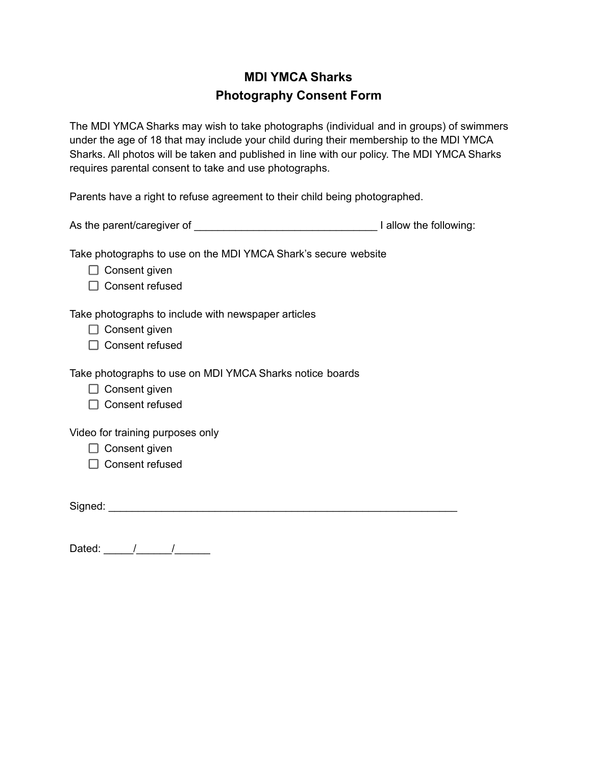## MDI YMCA Sharks
## Photography Consent Form

The MDI YMCA Sharks may wish to take photographs (individual and in groups) of swimmers under the age of 18 that may include your child during their membership to the MDI YMCA Sharks. All photos will be taken and published in line with our policy. The MDI YMCA Sharks requires parental consent to take and use photographs.

Parents have a right to refuse agreement to their child being photographed.

As the parent/caregiver of ______________________________ I allow the following:

Take photographs to use on the MDI YMCA Shark's secure website

- ☐ Consent given
- ☐ Consent refused

Take photographs to include with newspaper articles

- ☐ Consent given
- ☐ Consent refused

Take photographs to use on MDI YMCA Sharks notice boards

- ☐ Consent given
- ☐ Consent refused

Video for training purposes only

- ☐ Consent given
- ☐ Consent refused

Signed: ____________________________________________________________

Dated: _____/______/______